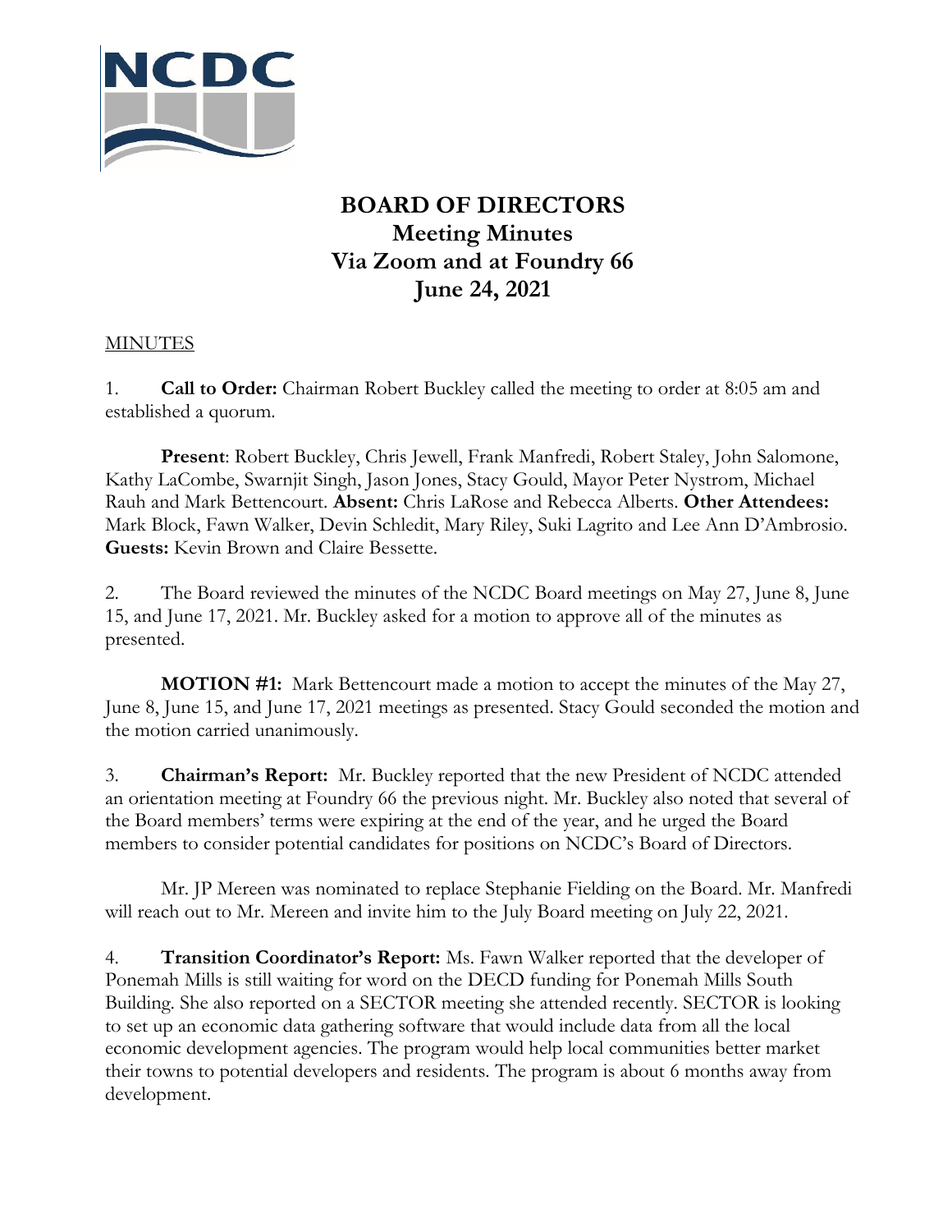# BOARD OF DIRECTORS
## Meeting Minutes
## Via Zoom and at Foundry 66
## June 24, 2021

MINUTES

1. **Call to Order:** Chairman Robert Buckley called the meeting to order at 8:05 am and established a quorum.

**Present**: Robert Buckley, Chris Jewell, Frank Manfredi, Robert Staley, John Salomone, Kathy LaCombe, Swarnjit Singh, Jason Jones, Stacy Gould, Mayor Peter Nystrom, Michael Rauh and Mark Bettencourt. **Absent:** Chris LaRose and Rebecca Alberts. **Other Attendees:** Mark Block, Fawn Walker, Devin Schledit, Mary Riley, Suki Lagrito and Lee Ann D'Ambrosio. **Guests:** Kevin Brown and Claire Bessette.

2. The Board reviewed the minutes of the NCDC Board meetings on May 27, June 8, June 15, and June 17, 2021. Mr. Buckley asked for a motion to approve all of the minutes as presented.

**MOTION #1:** Mark Bettencourt made a motion to accept the minutes of the May 27, June 8, June 15, and June 17, 2021 meetings as presented. Stacy Gould seconded the motion and the motion carried unanimously.

3. **Chairman's Report:** Mr. Buckley reported that the new President of NCDC attended an orientation meeting at Foundry 66 the previous night. Mr. Buckley also noted that several of the Board members' terms were expiring at the end of the year, and he urged the Board members to consider potential candidates for positions on NCDC's Board of Directors.

Mr. JP Mereen was nominated to replace Stephanie Fielding on the Board. Mr. Manfredi will reach out to Mr. Mereen and invite him to the July Board meeting on July 22, 2021.

4. **Transition Coordinator's Report:** Ms. Fawn Walker reported that the developer of Ponemah Mills is still waiting for word on the DECD funding for Ponemah Mills South Building. She also reported on a SECTOR meeting she attended recently. SECTOR is looking to set up an economic data gathering software that would include data from all the local economic development agencies. The program would help local communities better market their towns to potential developers and residents. The program is about 6 months away from development.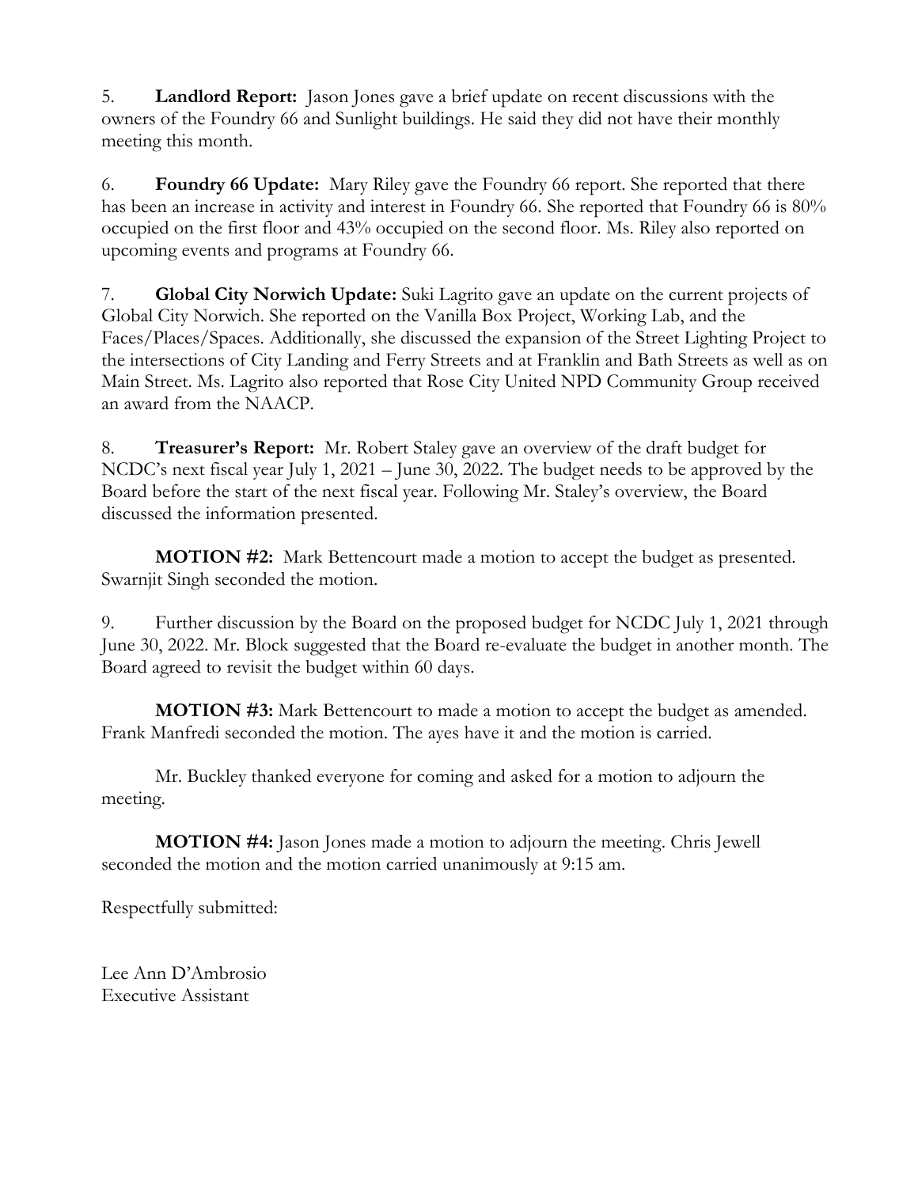5. **Landlord Report:** Jason Jones gave a brief update on recent discussions with the owners of the Foundry 66 and Sunlight buildings. He said they did not have their monthly meeting this month.

6. **Foundry 66 Update:** Mary Riley gave the Foundry 66 report. She reported that there has been an increase in activity and interest in Foundry 66. She reported that Foundry 66 is 80% occupied on the first floor and 43% occupied on the second floor. Ms. Riley also reported on upcoming events and programs at Foundry 66.

7. **Global City Norwich Update:** Suki Lagrito gave an update on the current projects of Global City Norwich. She reported on the Vanilla Box Project, Working Lab, and the Faces/Places/Spaces. Additionally, she discussed the expansion of the Street Lighting Project to the intersections of City Landing and Ferry Streets and at Franklin and Bath Streets as well as on Main Street. Ms. Lagrito also reported that Rose City United NPD Community Group received an award from the NAACP.

8. **Treasurer's Report:** Mr. Robert Staley gave an overview of the draft budget for NCDC's next fiscal year July 1, 2021 – June 30, 2022. The budget needs to be approved by the Board before the start of the next fiscal year. Following Mr. Staley's overview, the Board discussed the information presented.

**MOTION #2:** Mark Bettencourt made a motion to accept the budget as presented. Swarnjit Singh seconded the motion.

9. Further discussion by the Board on the proposed budget for NCDC July 1, 2021 through June 30, 2022. Mr. Block suggested that the Board re-evaluate the budget in another month. The Board agreed to revisit the budget within 60 days.

**MOTION #3:** Mark Bettencourt to made a motion to accept the budget as amended. Frank Manfredi seconded the motion. The ayes have it and the motion is carried.

Mr. Buckley thanked everyone for coming and asked for a motion to adjourn the meeting.

**MOTION #4:** Jason Jones made a motion to adjourn the meeting. Chris Jewell seconded the motion and the motion carried unanimously at 9:15 am.

Respectfully submitted:

Lee Ann D'Ambrosio
Executive Assistant